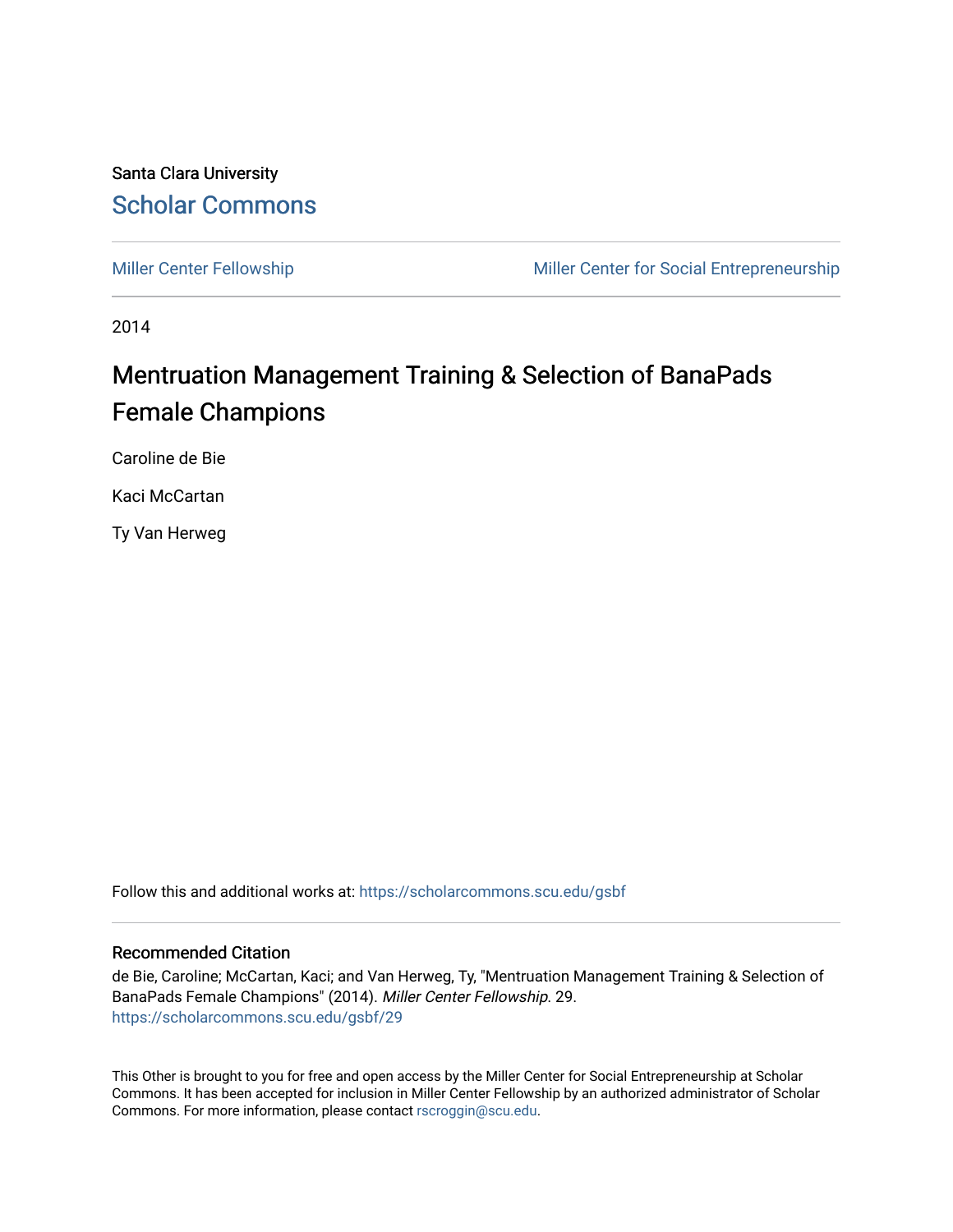Santa Clara University

Scholar Commons

Miller Center Fellowship

Miller Center for Social Entrepreneurship

2014

# Mentruation Management Training & Selection of BanaPads Female Champions

Caroline de Bie

Kaci McCartan

Ty Van Herweg

Follow this and additional works at: https://scholarcommons.scu.edu/gsbf

## Recommended Citation

de Bie, Caroline; McCartan, Kaci; and Van Herweg, Ty, "Mentruation Management Training & Selection of BanaPads Female Champions" (2014). *Miller Center Fellowship*. 29.
https://scholarcommons.scu.edu/gsbf/29

This Other is brought to you for free and open access by the Miller Center for Social Entrepreneurship at Scholar Commons. It has been accepted for inclusion in Miller Center Fellowship by an authorized administrator of Scholar Commons. For more information, please contact rscroggin@scu.edu.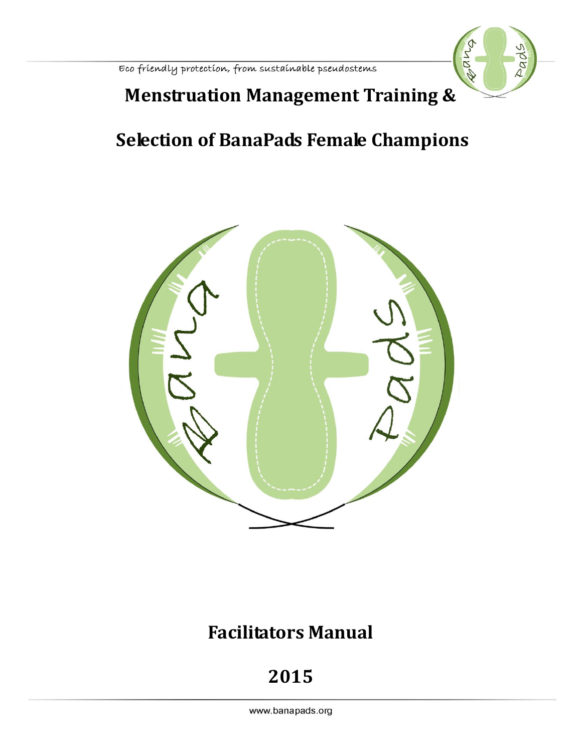Eco friendly protection, from sustainable pseudostems

# Menstruation Management Training &

# Selection of BanaPads Female Champions

## Facilitators Manual

## 2015

www.banapads.org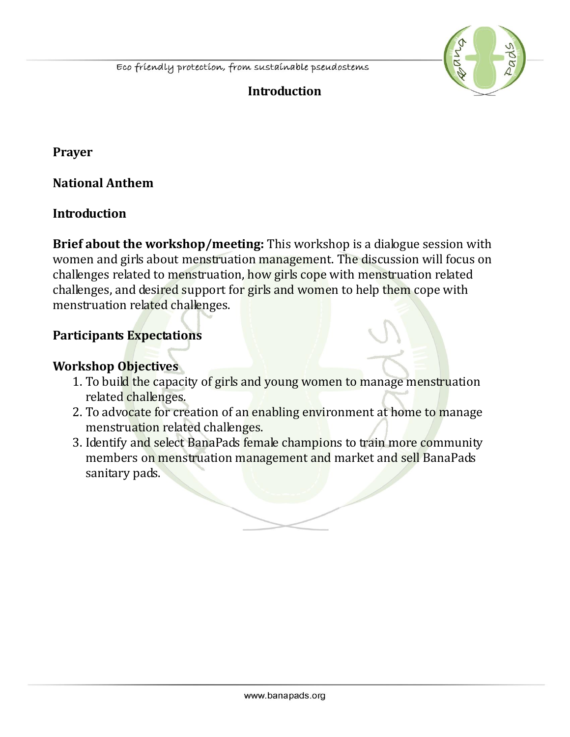## Introduction

**Prayer**

**National Anthem**

**Introduction**

**Brief about the workshop/meeting:** This workshop is a dialogue session with women and girls about menstruation management. The discussion will focus on challenges related to menstruation, how girls cope with menstruation related challenges, and desired support for girls and women to help them cope with menstruation related challenges.

**Participants Expectations**

**Workshop Objectives**

1. To build the capacity of girls and young women to manage menstruation related challenges.
2. To advocate for creation of an enabling environment at home to manage menstruation related challenges.
3. Identify and select BanaPads female champions to train more community members on menstruation management and market and sell BanaPads sanitary pads.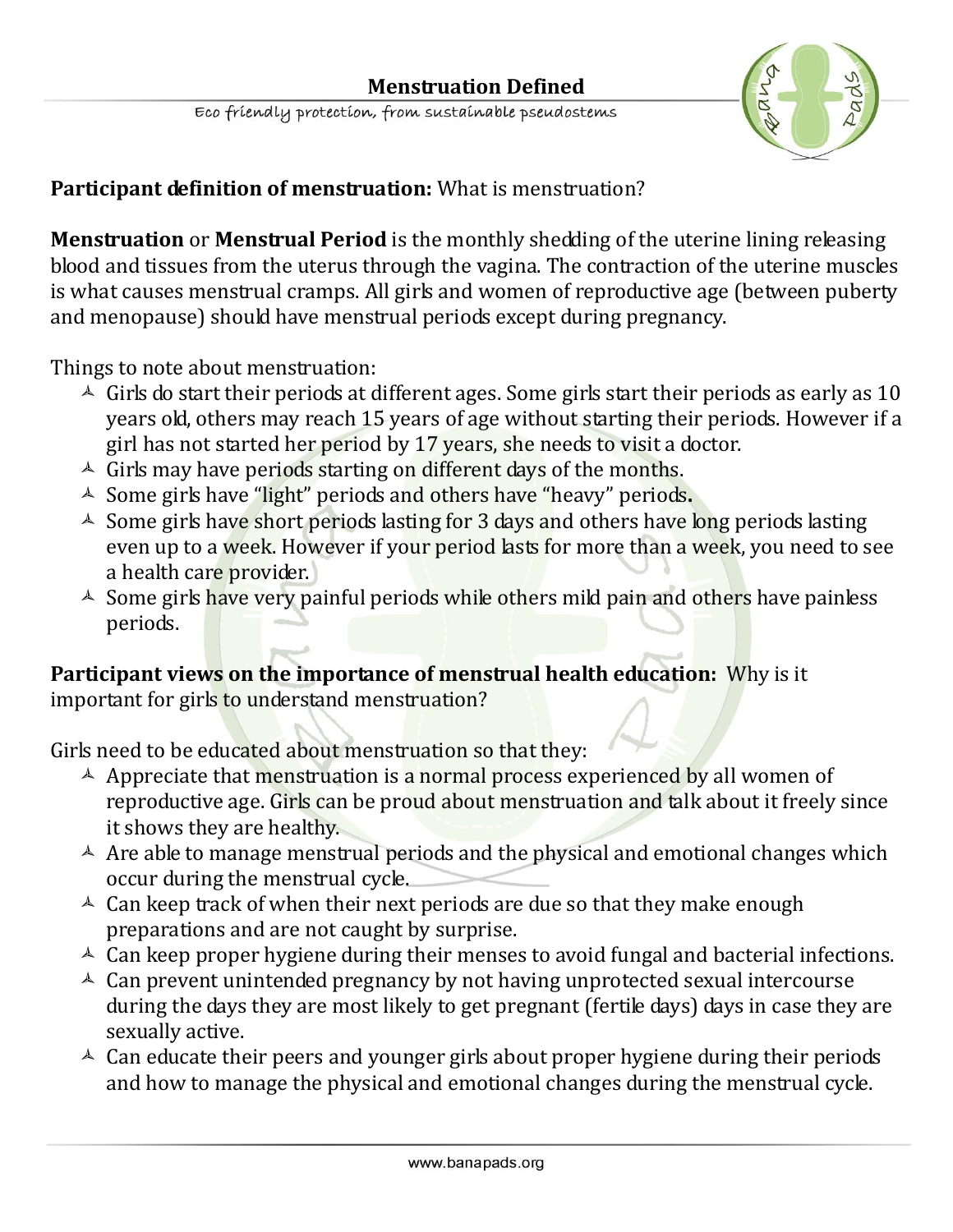# Menstruation Defined

Eco friendly protection, from sustainable pseudostems

**Participant definition of menstruation:** What is menstruation?

**Menstruation** or **Menstrual Period** is the monthly shedding of the uterine lining releasing blood and tissues from the uterus through the vagina. The contraction of the uterine muscles is what causes menstrual cramps. All girls and women of reproductive age (between puberty and menopause) should have menstrual periods except during pregnancy.

Things to note about menstruation:

- Girls do start their periods at different ages. Some girls start their periods as early as 10 years old, others may reach 15 years of age without starting their periods. However if a girl has not started her period by 17 years, she needs to visit a doctor.
- Girls may have periods starting on different days of the months.
- Some girls have "light" periods and others have "heavy" periods**.**
- Some girls have short periods lasting for 3 days and others have long periods lasting even up to a week. However if your period lasts for more than a week, you need to see a health care provider.
- Some girls have very painful periods while others mild pain and others have painless periods.

**Participant views on the importance of menstrual health education:** Why is it important for girls to understand menstruation?

Girls need to be educated about menstruation so that they:

- Appreciate that menstruation is a normal process experienced by all women of reproductive age. Girls can be proud about menstruation and talk about it freely since it shows they are healthy.
- Are able to manage menstrual periods and the physical and emotional changes which occur during the menstrual cycle.
- Can keep track of when their next periods are due so that they make enough preparations and are not caught by surprise.
- Can keep proper hygiene during their menses to avoid fungal and bacterial infections.
- Can prevent unintended pregnancy by not having unprotected sexual intercourse during the days they are most likely to get pregnant (fertile days) days in case they are sexually active.
- Can educate their peers and younger girls about proper hygiene during their periods and how to manage the physical and emotional changes during the menstrual cycle.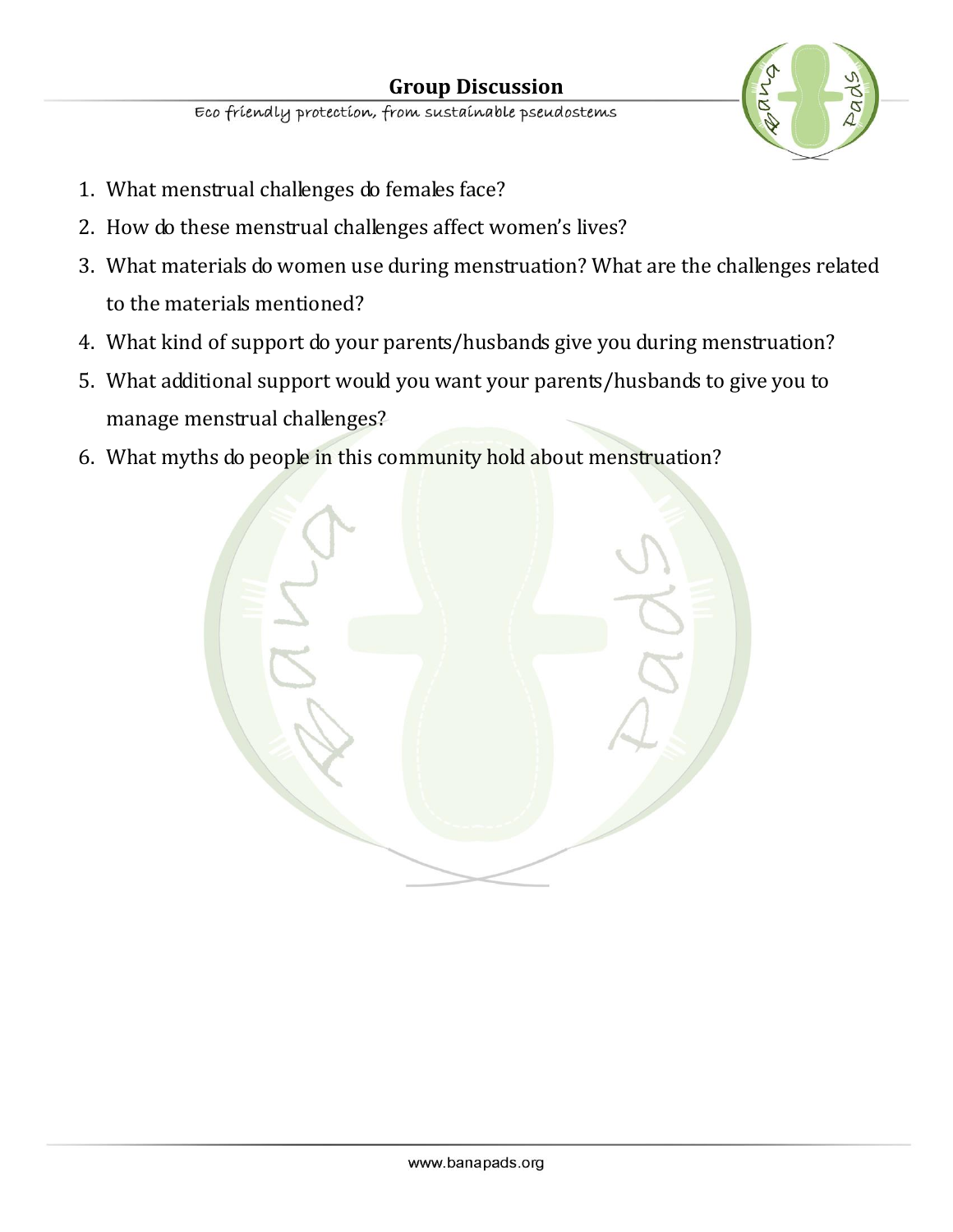# Group Discussion

Eco friendly protection, from sustainable pseudostems

1. What menstrual challenges do females face?
2. How do these menstrual challenges affect women's lives?
3. What materials do women use during menstruation? What are the challenges related to the materials mentioned?
4. What kind of support do your parents/husbands give you during menstruation?
5. What additional support would you want your parents/husbands to give you to manage menstrual challenges?
6. What myths do people in this community hold about menstruation?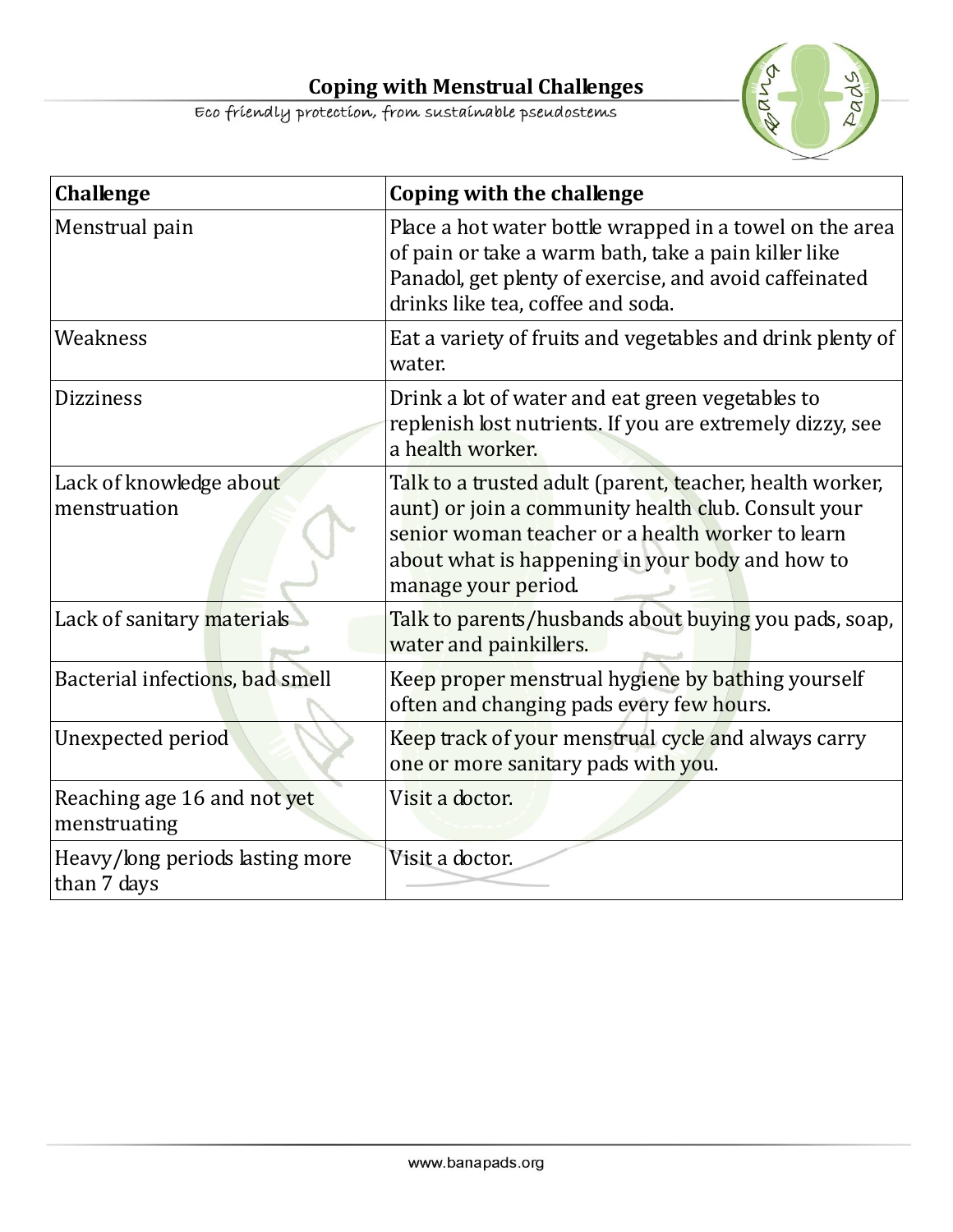# Coping with Menstrual Challenges

Eco friendly protection, from sustainable pseudostems

| Challenge | Coping with the challenge |
| --- | --- |
| Menstrual pain | Place a hot water bottle wrapped in a towel on the area of pain or take a warm bath, take a pain killer like Panadol, get plenty of exercise, and avoid caffeinated drinks like tea, coffee and soda. |
| Weakness | Eat a variety of fruits and vegetables and drink plenty of water. |
| Dizziness | Drink a lot of water and eat green vegetables to replenish lost nutrients. If you are extremely dizzy, see a health worker. |
| Lack of knowledge about menstruation | Talk to a trusted adult (parent, teacher, health worker, aunt) or join a community health club. Consult your senior woman teacher or a health worker to learn about what is happening in your body and how to manage your period. |
| Lack of sanitary materials | Talk to parents/husbands about buying you pads, soap, water and painkillers. |
| Bacterial infections, bad smell | Keep proper menstrual hygiene by bathing yourself often and changing pads every few hours. |
| Unexpected period | Keep track of your menstrual cycle and always carry one or more sanitary pads with you. |
| Reaching age 16 and not yet menstruating | Visit a doctor. |
| Heavy/long periods lasting more than 7 days | Visit a doctor. |

www.banapads.org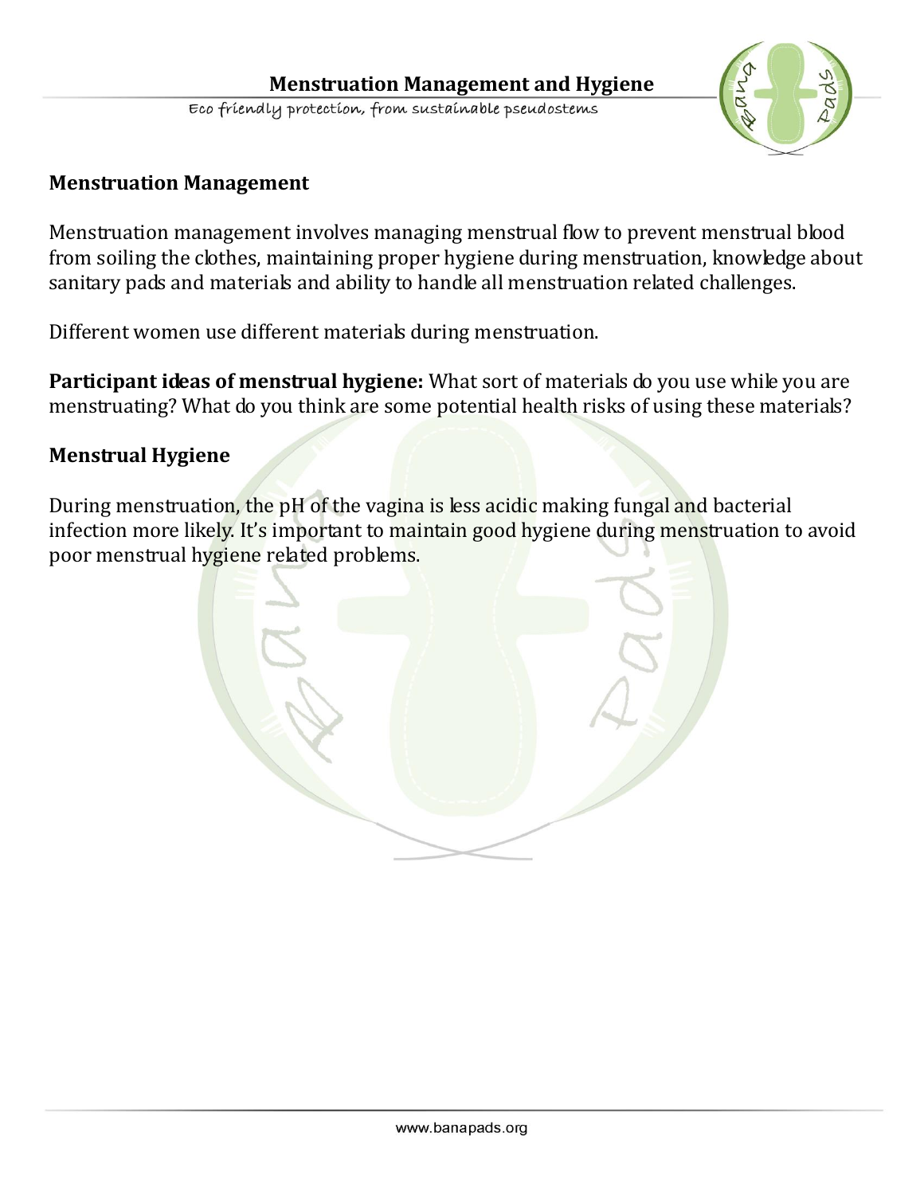## Menstruation Management

Menstruation management involves managing menstrual flow to prevent menstrual blood from soiling the clothes, maintaining proper hygiene during menstruation, knowledge about sanitary pads and materials and ability to handle all menstruation related challenges.

Different women use different materials during menstruation.

**Participant ideas of menstrual hygiene:** What sort of materials do you use while you are menstruating? What do you think are some potential health risks of using these materials?

## Menstrual Hygiene

During menstruation, the pH of the vagina is less acidic making fungal and bacterial infection more likely. It's important to maintain good hygiene during menstruation to avoid poor menstrual hygiene related problems.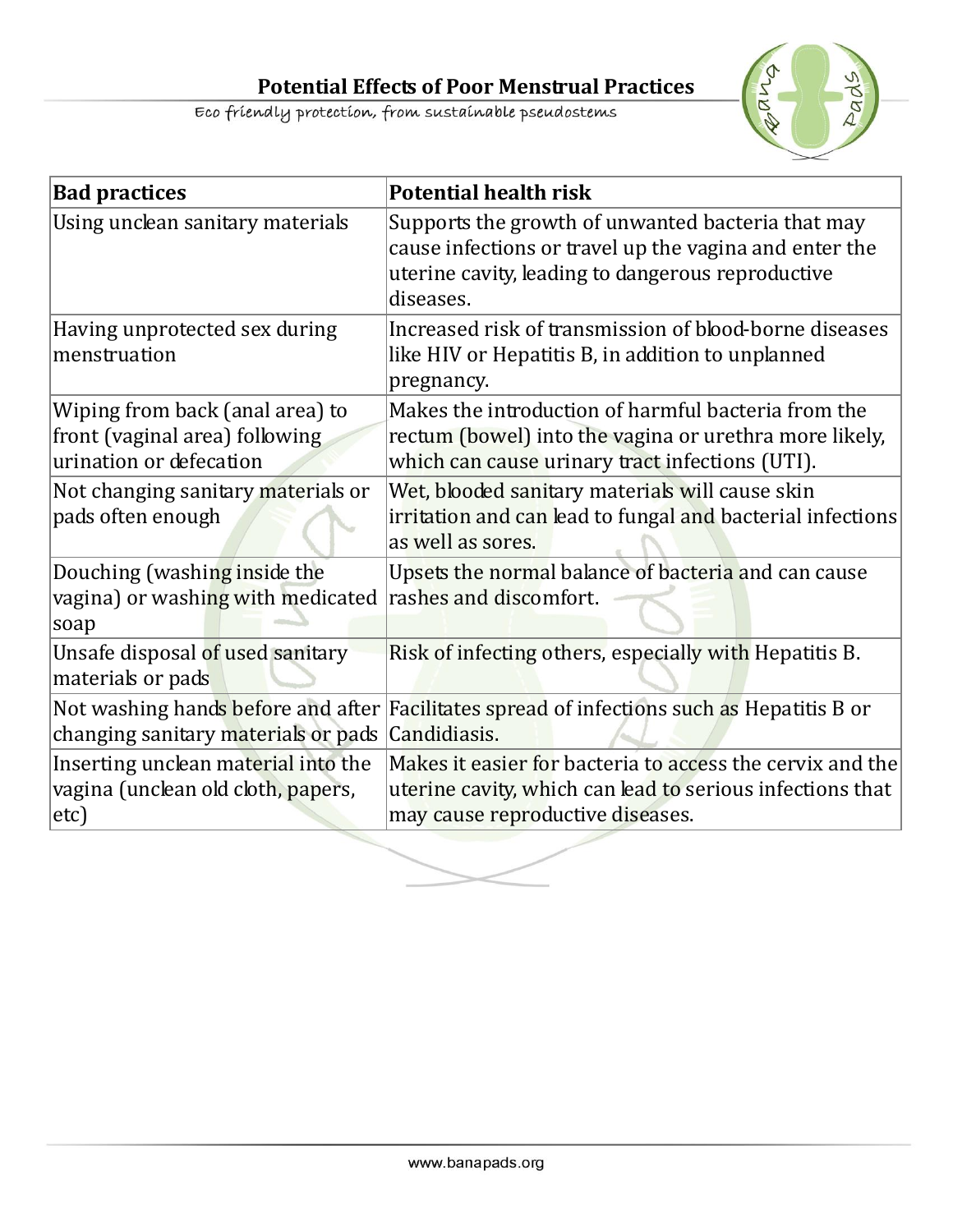## Potential Effects of Poor Menstrual Practices

Eco friendly protection, from sustainable pseudostems

| Bad practices | Potential health risk |
| --- | --- |
| Using unclean sanitary materials | Supports the growth of unwanted bacteria that may cause infections or travel up the vagina and enter the uterine cavity, leading to dangerous reproductive diseases. |
| Having unprotected sex during menstruation | Increased risk of transmission of blood-borne diseases like HIV or Hepatitis B, in addition to unplanned pregnancy. |
| Wiping from back (anal area) to front (vaginal area) following urination or defecation | Makes the introduction of harmful bacteria from the rectum (bowel) into the vagina or urethra more likely, which can cause urinary tract infections (UTI). |
| Not changing sanitary materials or pads often enough | Wet, blooded sanitary materials will cause skin irritation and can lead to fungal and bacterial infections as well as sores. |
| Douching (washing inside the vagina) or washing with medicated soap | Upsets the normal balance of bacteria and can cause rashes and discomfort. |
| Unsafe disposal of used sanitary materials or pads | Risk of infecting others, especially with Hepatitis B. |
| Not washing hands before and after changing sanitary materials or pads | Facilitates spread of infections such as Hepatitis B or Candidiasis. |
| Inserting unclean material into the vagina (unclean old cloth, papers, etc) | Makes it easier for bacteria to access the cervix and the uterine cavity, which can lead to serious infections that may cause reproductive diseases. |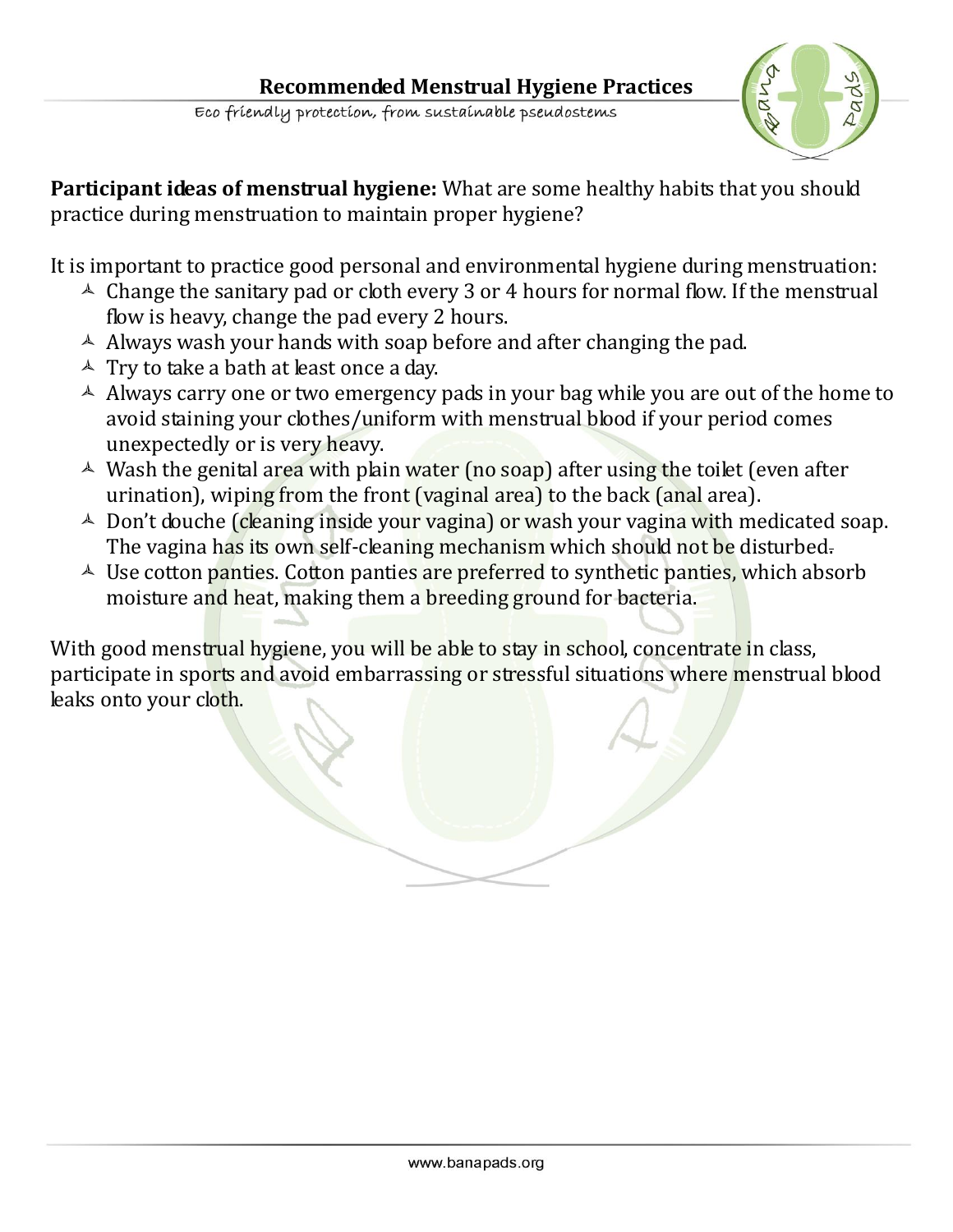# Recommended Menstrual Hygiene Practices

Eco friendly protection, from sustainable pseudostems

**Participant ideas of menstrual hygiene:** What are some healthy habits that you should practice during menstruation to maintain proper hygiene?

It is important to practice good personal and environmental hygiene during menstruation:

- Change the sanitary pad or cloth every 3 or 4 hours for normal flow. If the menstrual flow is heavy, change the pad every 2 hours.
- Always wash your hands with soap before and after changing the pad.
- Try to take a bath at least once a day.
- Always carry one or two emergency pads in your bag while you are out of the home to avoid staining your clothes/uniform with menstrual blood if your period comes unexpectedly or is very heavy.
- Wash the genital area with plain water (no soap) after using the toilet (even after urination), wiping from the front (vaginal area) to the back (anal area).
- Don't douche (cleaning inside your vagina) or wash your vagina with medicated soap. The vagina has its own self-cleaning mechanism which should not be disturbed.
- Use cotton panties. Cotton panties are preferred to synthetic panties, which absorb moisture and heat, making them a breeding ground for bacteria.

With good menstrual hygiene, you will be able to stay in school, concentrate in class, participate in sports and avoid embarrassing or stressful situations where menstrual blood leaks onto your cloth.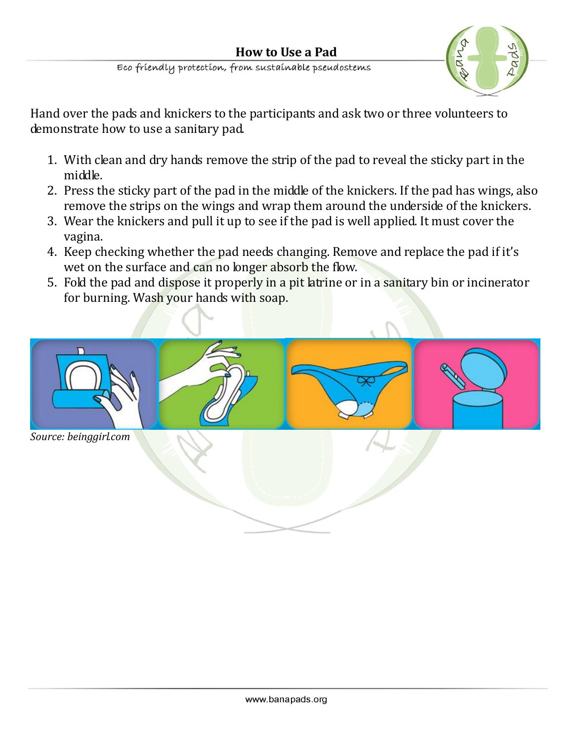# How to Use a Pad

Eco friendly protection, from sustainable pseudostems

Hand over the pads and knickers to the participants and ask two or three volunteers to demonstrate how to use a sanitary pad.

1. With clean and dry hands remove the strip of the pad to reveal the sticky part in the middle.
2. Press the sticky part of the pad in the middle of the knickers. If the pad has wings, also remove the strips on the wings and wrap them around the underside of the knickers.
3. Wear the knickers and pull it up to see if the pad is well applied. It must cover the vagina.
4. Keep checking whether the pad needs changing. Remove and replace the pad if it's wet on the surface and can no longer absorb the flow.
5. Fold the pad and dispose it properly in a pit latrine or in a sanitary bin or incinerator for burning. Wash your hands with soap.

*Source: beinggirl.com*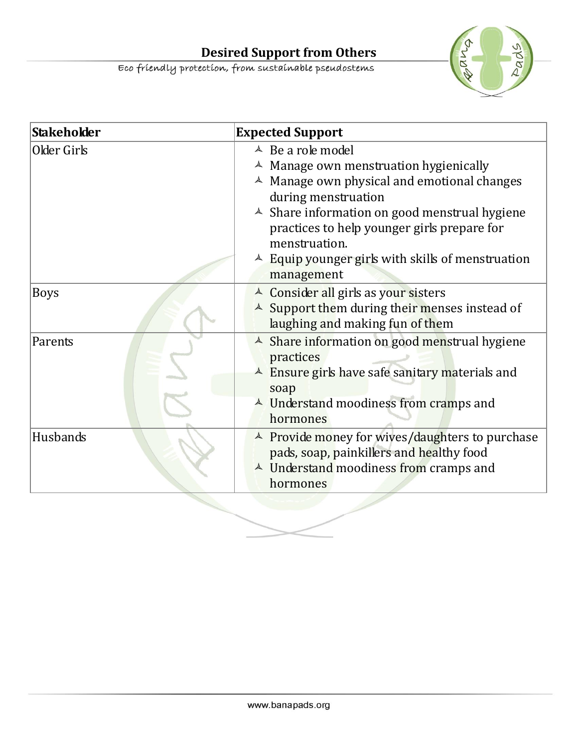## Desired Support from Others

Eco friendly protection, from sustainable pseudostems

| Stakeholder | Expected Support |
| --- | --- |
| Older Girls | - Be a role model<br>- Manage own menstruation hygienically<br>- Manage own physical and emotional changes during menstruation<br>- Share information on good menstrual hygiene practices to help younger girls prepare for menstruation.<br>- Equip younger girls with skills of menstruation management |
| Boys | - Consider all girls as your sisters<br>- Support them during their menses instead of laughing and making fun of them |
| Parents | - Share information on good menstrual hygiene practices<br>- Ensure girls have safe sanitary materials and soap<br>- Understand moodiness from cramps and hormones |
| Husbands | - Provide money for wives/daughters to purchase pads, soap, painkillers and healthy food<br>- Understand moodiness from cramps and hormones |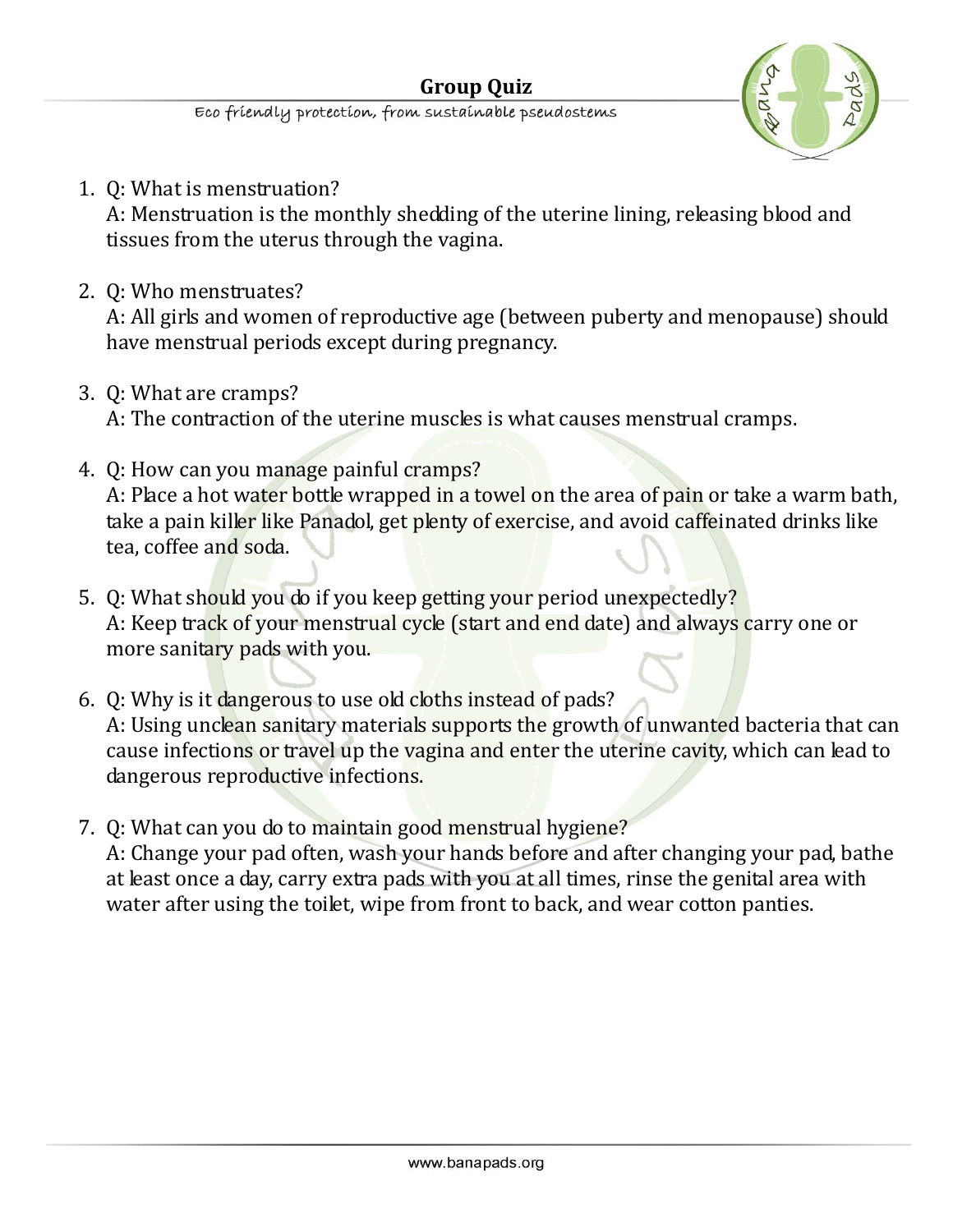# Group Quiz

Eco friendly protection, from sustainable pseudostems

1. Q: What is menstruation?
   A: Menstruation is the monthly shedding of the uterine lining, releasing blood and tissues from the uterus through the vagina.

2. Q: Who menstruates?
   A: All girls and women of reproductive age (between puberty and menopause) should have menstrual periods except during pregnancy.

3. Q: What are cramps?
   A: The contraction of the uterine muscles is what causes menstrual cramps.

4. Q: How can you manage painful cramps?
   A: Place a hot water bottle wrapped in a towel on the area of pain or take a warm bath, take a pain killer like Panadol, get plenty of exercise, and avoid caffeinated drinks like tea, coffee and soda.

5. Q: What should you do if you keep getting your period unexpectedly?
   A: Keep track of your menstrual cycle (start and end date) and always carry one or more sanitary pads with you.

6. Q: Why is it dangerous to use old cloths instead of pads?
   A: Using unclean sanitary materials supports the growth of unwanted bacteria that can cause infections or travel up the vagina and enter the uterine cavity, which can lead to dangerous reproductive infections.

7. Q: What can you do to maintain good menstrual hygiene?
   A: Change your pad often, wash your hands before and after changing your pad, bathe at least once a day, carry extra pads with you at all times, rinse the genital area with water after using the toilet, wipe from front to back, and wear cotton panties.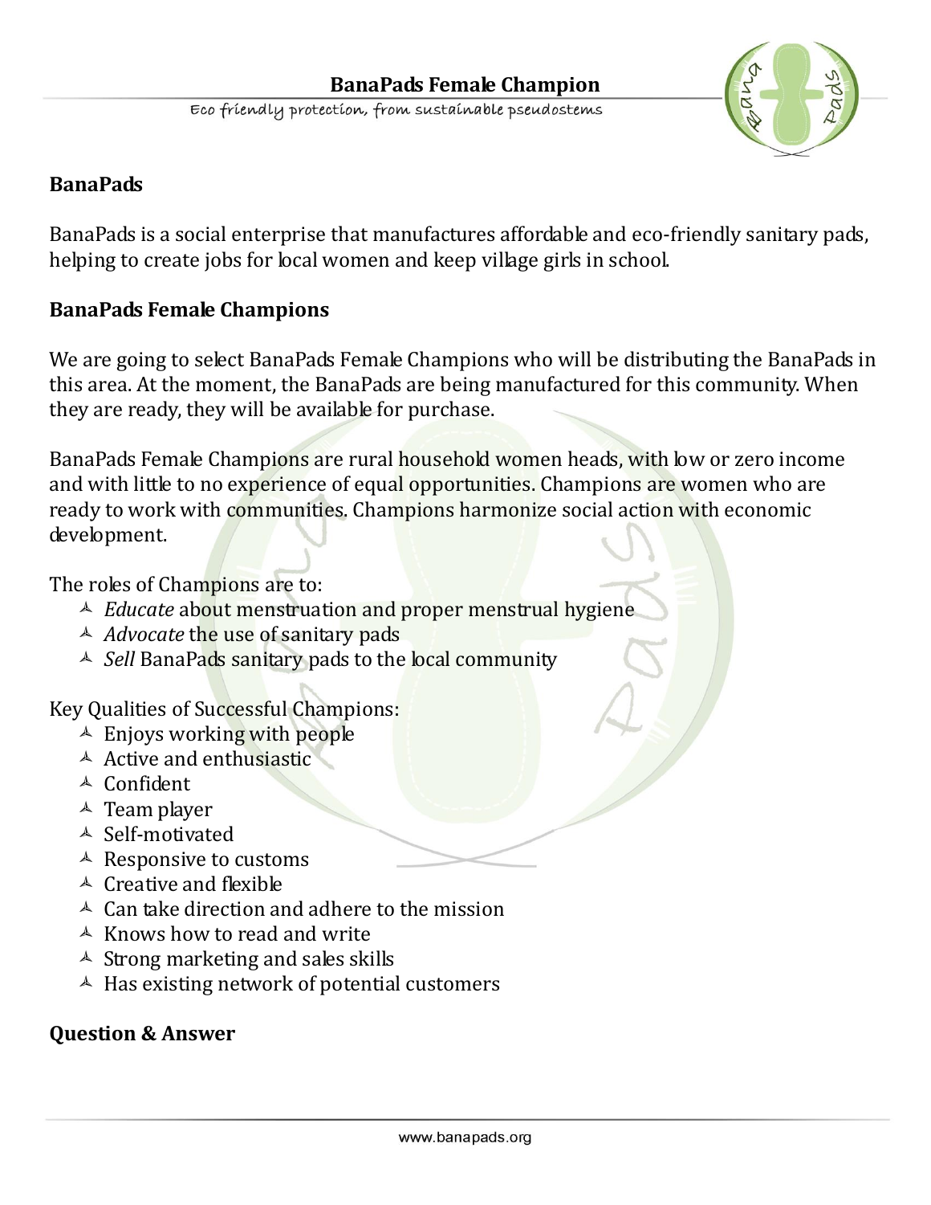## BanaPads Female Champion

Eco friendly protection, from sustainable pseudostems

**BanaPads**

BanaPads is a social enterprise that manufactures affordable and eco-friendly sanitary pads, helping to create jobs for local women and keep village girls in school.

**BanaPads Female Champions**

We are going to select BanaPads Female Champions who will be distributing the BanaPads in this area. At the moment, the BanaPads are being manufactured for this community. When they are ready, they will be available for purchase.

BanaPads Female Champions are rural household women heads, with low or zero income and with little to no experience of equal opportunities. Champions are women who are ready to work with communities. Champions harmonize social action with economic development.

The roles of Champions are to:

- *Educate* about menstruation and proper menstrual hygiene
- *Advocate* the use of sanitary pads
- *Sell* BanaPads sanitary pads to the local community

Key Qualities of Successful Champions:

- Enjoys working with people
- Active and enthusiastic
- Confident
- Team player
- Self-motivated
- Responsive to customs
- Creative and flexible
- Can take direction and adhere to the mission
- Knows how to read and write
- Strong marketing and sales skills
- Has existing network of potential customers

**Question & Answer**